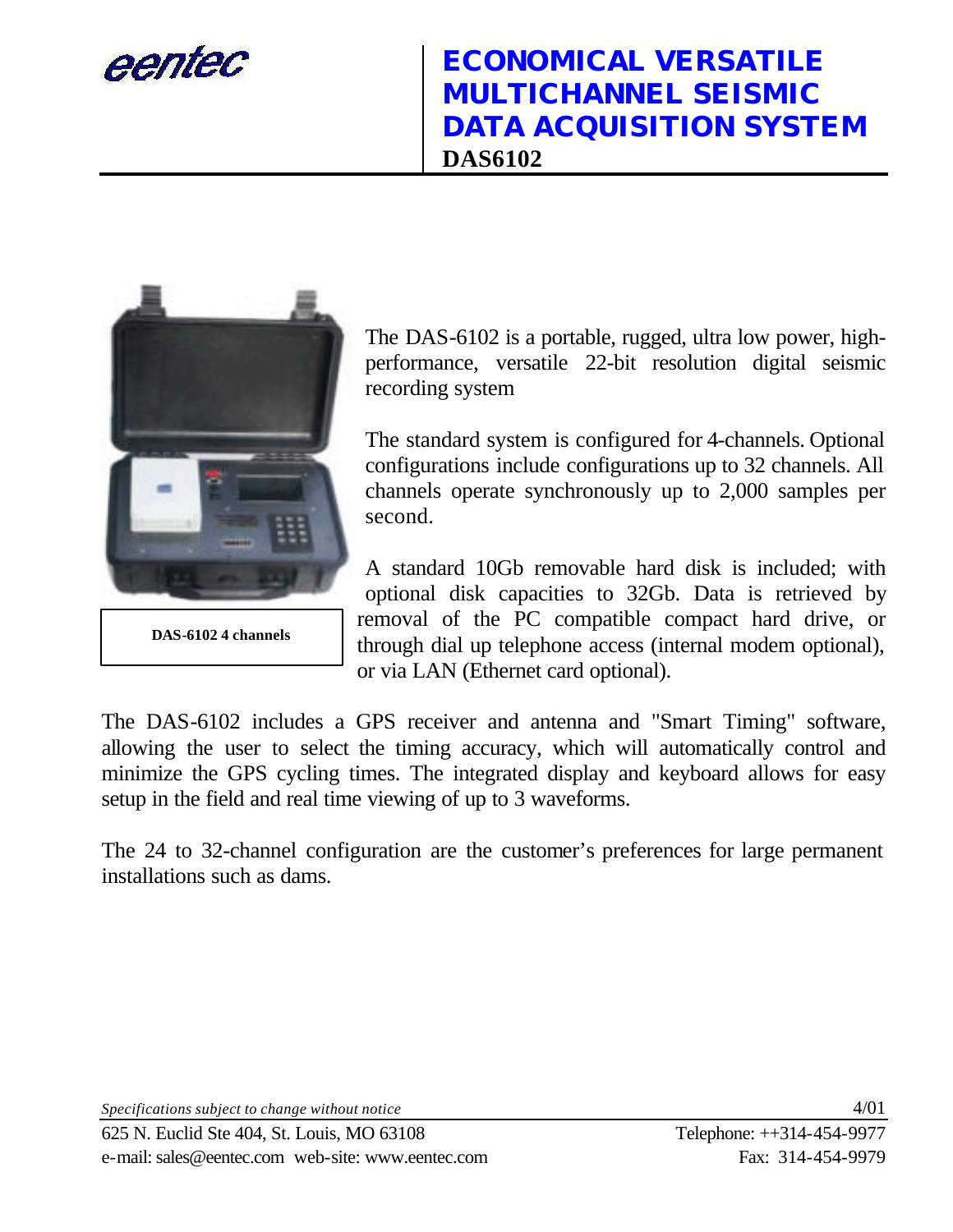eentec

# ECONOMICAL VERSATILE MULTICHANNEL SEISMIC DATA ACQUISITION SYSTEM

**DAS6102**

**DAS-6102 4 channels**

The DAS-6102 is a portable, rugged, ultra low power, high-performance, versatile 22-bit resolution digital seismic recording system

The standard system is configured for 4-channels. Optional configurations include configurations up to 32 channels. All channels operate synchronously up to 2,000 samples per second.

A standard 10Gb removable hard disk is included; with optional disk capacities to 32Gb. Data is retrieved by removal of the PC compatible compact hard drive, or through dial up telephone access (internal modem optional), or via LAN (Ethernet card optional).

The DAS-6102 includes a GPS receiver and antenna and "Smart Timing" software, allowing the user to select the timing accuracy, which will automatically control and minimize the GPS cycling times. The integrated display and keyboard allows for easy setup in the field and real time viewing of up to 3 waveforms.

The 24 to 32-channel configuration are the customer's preferences for large permanent installations such as dams.

*Specifications subject to change without notice* 4/01

625 N. Euclid Ste 404, St. Louis, MO 63108 Telephone: ++314-454-9977
e-mail: sales@eentec.com web-site: www.eentec.com Fax: 314-454-9979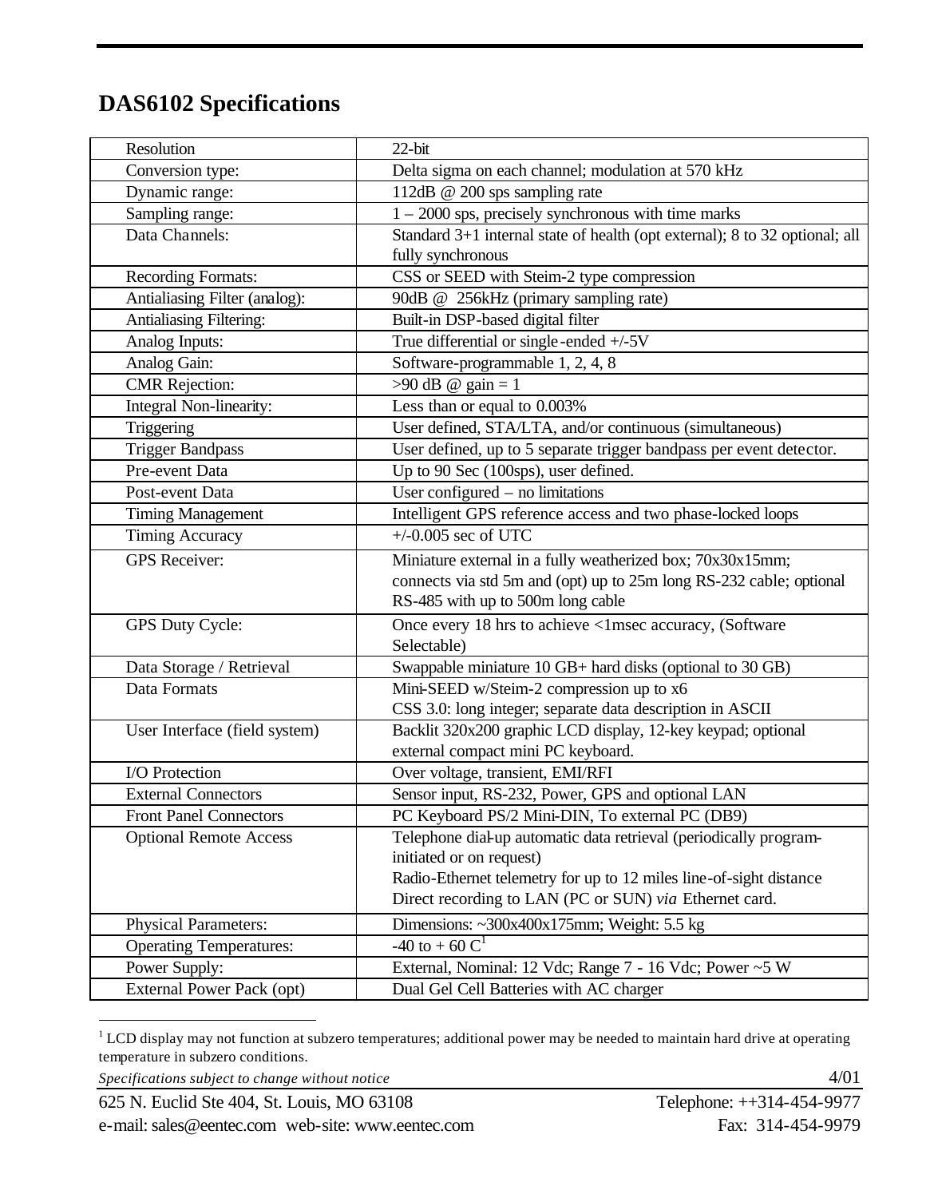## DAS6102 Specifications

| | |
|---|---|
| Resolution | 22-bit |
| Conversion type: | Delta sigma on each channel; modulation at 570 kHz |
| Dynamic range: | 112dB @ 200 sps sampling rate |
| Sampling range: | 1 – 2000 sps, precisely synchronous with time marks |
| Data Channels: | Standard 3+1 internal state of health (opt external); 8 to 32 optional; all fully synchronous |
| Recording Formats: | CSS or SEED with Steim-2 type compression |
| Antialiasing Filter (analog): | 90dB @ 256kHz (primary sampling rate) |
| Antialiasing Filtering: | Built-in DSP-based digital filter |
| Analog Inputs: | True differential or single-ended +/-5V |
| Analog Gain: | Software-programmable 1, 2, 4, 8 |
| CMR Rejection: | >90 dB @ gain = 1 |
| Integral Non-linearity: | Less than or equal to 0.003% |
| Triggering | User defined, STA/LTA, and/or continuous (simultaneous) |
| Trigger Bandpass | User defined, up to 5 separate trigger bandpass per event detector. |
| Pre-event Data | Up to 90 Sec (100sps), user defined. |
| Post-event Data | User configured – no limitations |
| Timing Management | Intelligent GPS reference access and two phase-locked loops |
| Timing Accuracy | +/-0.005 sec of UTC |
| GPS Receiver: | Miniature external in a fully weatherized box; 70x30x15mm; connects via std 5m and (opt) up to 25m long RS-232 cable; optional RS-485 with up to 500m long cable |
| GPS Duty Cycle: | Once every 18 hrs to achieve <1msec accuracy, (Software Selectable) |
| Data Storage / Retrieval | Swappable miniature 10 GB+ hard disks (optional to 30 GB) |
| Data Formats | Mini-SEED w/Steim-2 compression up to x6<br>CSS 3.0: long integer; separate data description in ASCII |
| User Interface (field system) | Backlit 320x200 graphic LCD display, 12-key keypad; optional external compact mini PC keyboard. |
| I/O Protection | Over voltage, transient, EMI/RFI |
| External Connectors | Sensor input, RS-232, Power, GPS and optional LAN |
| Front Panel Connectors | PC Keyboard PS/2 Mini-DIN, To external PC (DB9) |
| Optional Remote Access | Telephone dial-up automatic data retrieval (periodically program-initiated or on request)<br>Radio-Ethernet telemetry for up to 12 miles line-of-sight distance<br>Direct recording to LAN (PC or SUN) *via* Ethernet card. |
| Physical Parameters: | Dimensions: ~300x400x175mm; Weight: 5.5 kg |
| Operating Temperatures: | -40 to + 60 C[1] |
| Power Supply: | External, Nominal: 12 Vdc; Range 7 - 16 Vdc; Power ~5 W |
| External Power Pack (opt) | Dual Gel Cell Batteries with AC charger |

[1] LCD display may not function at subzero temperatures; additional power may be needed to maintain hard drive at operating temperature in subzero conditions.

*Specifications subject to change without notice* 4/01

625 N. Euclid Ste 404, St. Louis, MO 63108 Telephone: ++314-454-9977
e-mail: sales@eentec.com web-site: www.eentec.com Fax: 314-454-9979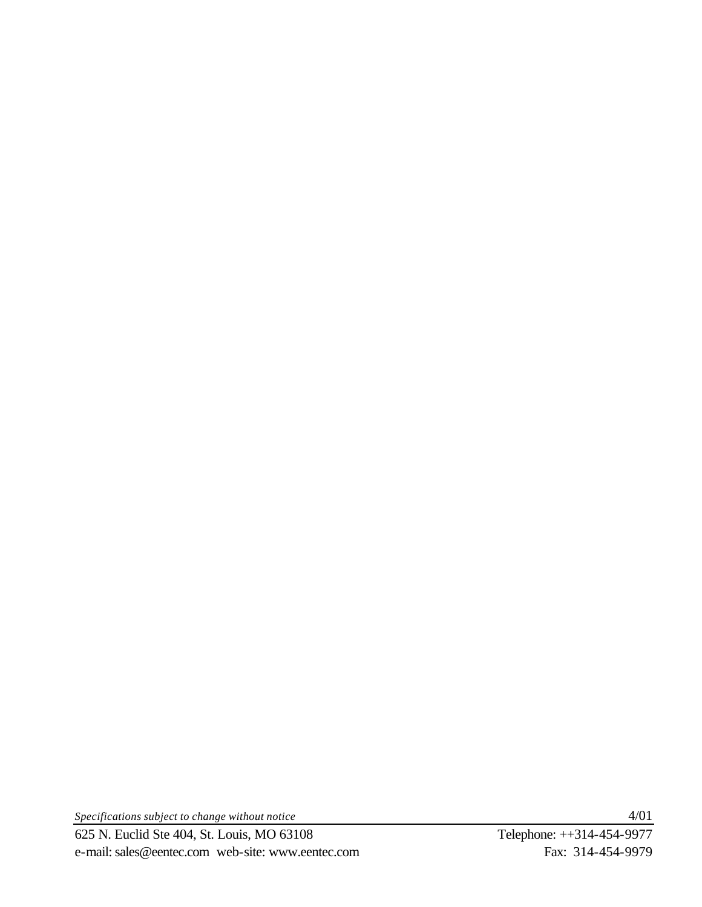*Specifications subject to change without notice* 4/01

625 N. Euclid Ste 404, St. Louis, MO 63108 Telephone: ++314-454-9977

e-mail: sales@eentec.com web-site: www.eentec.com Fax: 314-454-9979